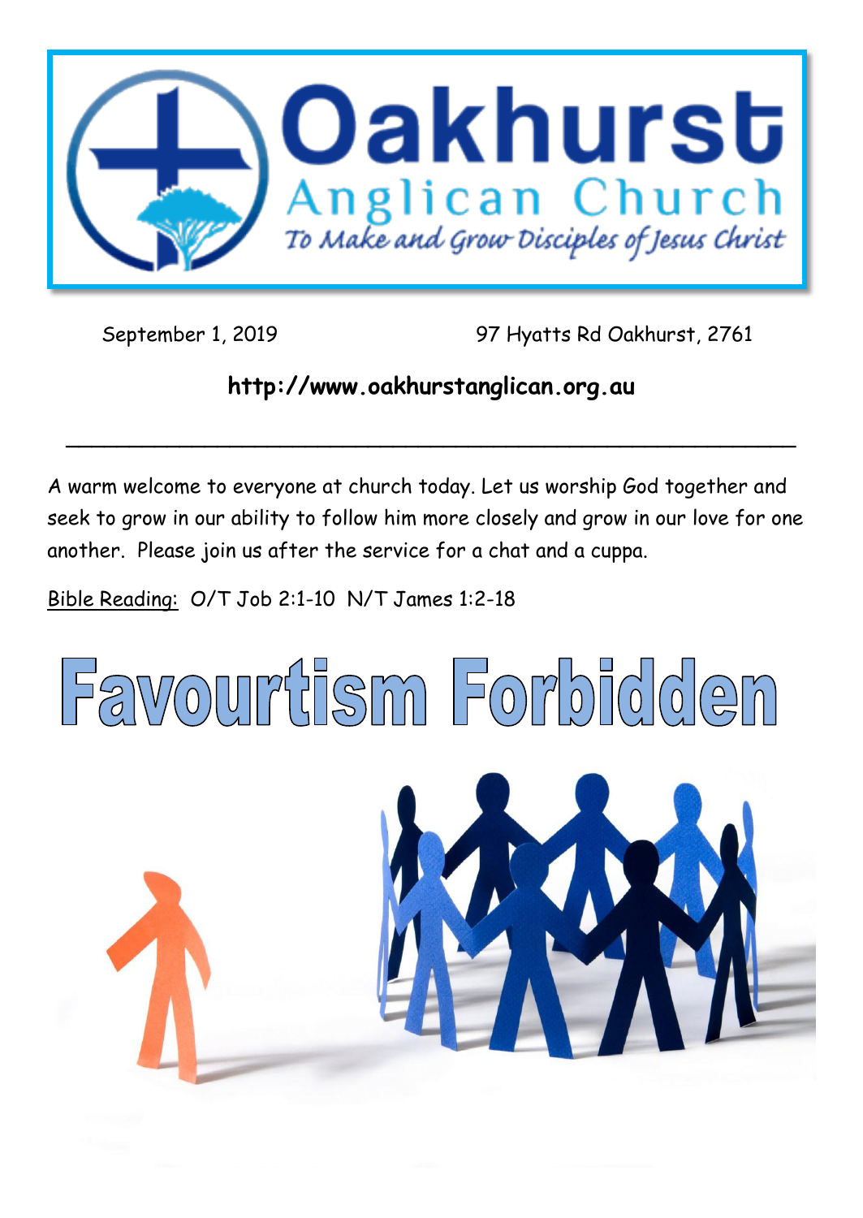# Oakhurst Anglican Church

*To Make and Grow Disciples of Jesus Christ*

September 1, 2019 97 Hyatts Rd Oakhurst, 2761

**http://www.oakhurstanglican.org.au**

---

A warm welcome to everyone at church today. Let us worship God together and seek to grow in our ability to follow him more closely and grow in our love for one another. Please join us after the service for a chat and a cuppa.

Bible Reading: O/T Job 2:1-10 N/T James 1:2-18

# Favourtism Forbidden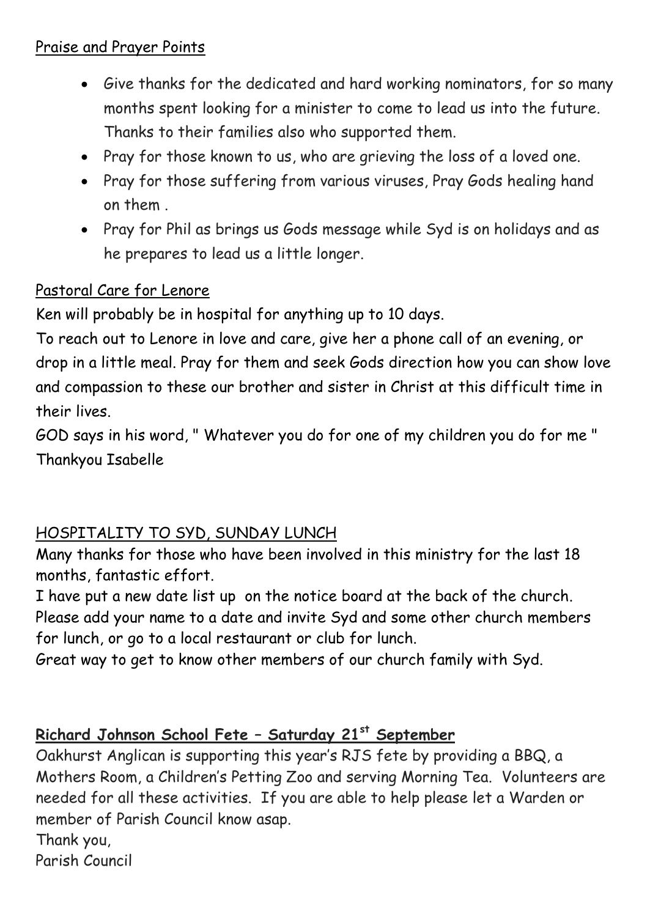Praise and Prayer Points

- Give thanks for the dedicated and hard working nominators, for so many months spent looking for a minister to come to lead us into the future. Thanks to their families also who supported them.
- Pray for those known to us, who are grieving the loss of a loved one.
- Pray for those suffering from various viruses, Pray Gods healing hand on them .
- Pray for Phil as brings us Gods message while Syd is on holidays and as he prepares to lead us a little longer.

Pastoral Care for Lenore

Ken will probably be in hospital for anything up to 10 days.

To reach out to Lenore in love and care, give her a phone call of an evening, or drop in a little meal. Pray for them and seek Gods direction how you can show love and compassion to these our brother and sister in Christ at this difficult time in their lives.

GOD says in his word, " Whatever you do for one of my children you do for me "

Thankyou Isabelle

HOSPITALITY TO SYD, SUNDAY LUNCH

Many thanks for those who have been involved in this ministry for the last 18 months, fantastic effort.

I have put a new date list up on the notice board at the back of the church. Please add your name to a date and invite Syd and some other church members for lunch, or go to a local restaurant or club for lunch.

Great way to get to know other members of our church family with Syd.

**Richard Johnson School Fete – Saturday 21st September**

Oakhurst Anglican is supporting this year's RJS fete by providing a BBQ, a Mothers Room, a Children's Petting Zoo and serving Morning Tea. Volunteers are needed for all these activities. If you are able to help please let a Warden or member of Parish Council know asap.

Thank you,

Parish Council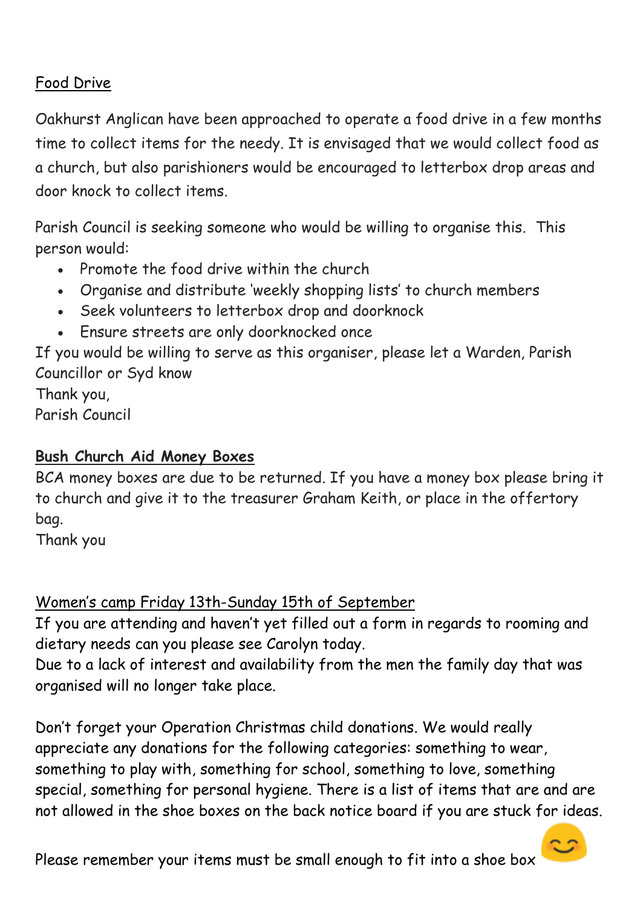<u>Food Drive</u>

Oakhurst Anglican have been approached to operate a food drive in a few months time to collect items for the needy. It is envisaged that we would collect food as a church, but also parishioners would be encouraged to letterbox drop areas and door knock to collect items.

Parish Council is seeking someone who would be willing to organise this. This person would:

- Promote the food drive within the church
- Organise and distribute 'weekly shopping lists' to church members
- Seek volunteers to letterbox drop and doorknock
- Ensure streets are only doorknocked once

If you would be willing to serve as this organiser, please let a Warden, Parish Councillor or Syd know
Thank you,
Parish Council

**<u>Bush Church Aid Money Boxes</u>**

BCA money boxes are due to be returned. If you have a money box please bring it to church and give it to the treasurer Graham Keith, or place in the offertory bag.
Thank you

<u>Women's camp Friday 13th-Sunday 15th of September</u>

If you are attending and haven't yet filled out a form in regards to rooming and dietary needs can you please see Carolyn today.
Due to a lack of interest and availability from the men the family day that was organised will no longer take place.

Don't forget your Operation Christmas child donations. We would really appreciate any donations for the following categories: something to wear, something to play with, something for school, something to love, something special, something for personal hygiene. There is a list of items that are and are not allowed in the shoe boxes on the back notice board if you are stuck for ideas.

Please remember your items must be small enough to fit into a shoe box 😊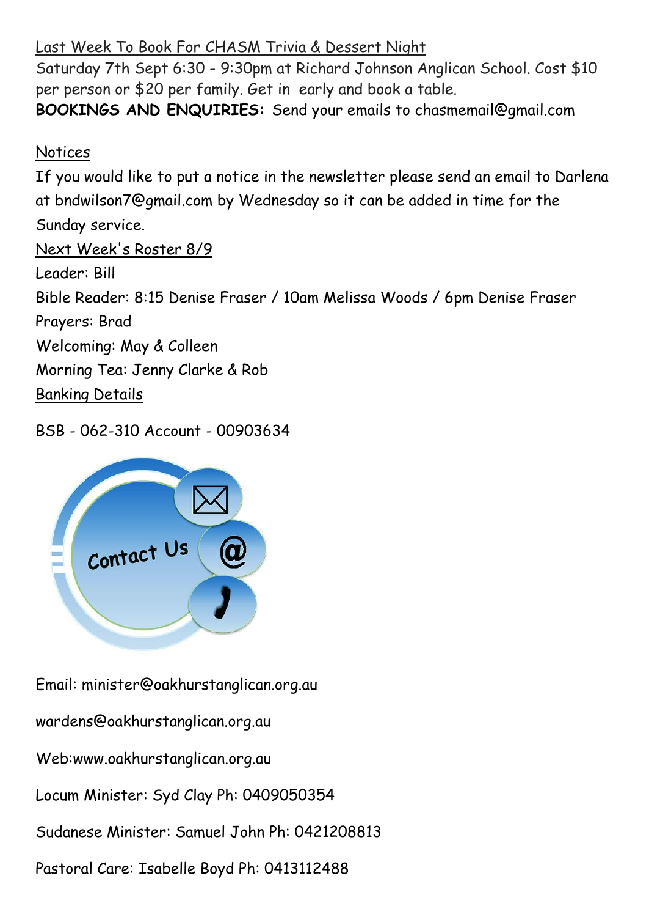Last Week To Book For CHASM Trivia & Dessert Night

Saturday 7th Sept 6:30 - 9:30pm at Richard Johnson Anglican School. Cost $10 per person or $20 per family. Get in early and book a table.

**BOOKINGS AND ENQUIRIES:** Send your emails to chasmemail@gmail.com

Notices

If you would like to put a notice in the newsletter please send an email to Darlena at bndwilson7@gmail.com by Wednesday so it can be added in time for the Sunday service.

Next Week's Roster 8/9

Leader: Bill

Bible Reader: 8:15 Denise Fraser / 10am Melissa Woods / 6pm Denise Fraser

Prayers: Brad

Welcoming: May & Colleen

Morning Tea: Jenny Clarke & Rob

Banking Details

BSB - 062-310 Account - 00903634

Contact Us

Email: minister@oakhurstanglican.org.au

wardens@oakhurstanglican.org.au

Web:www.oakhurstanglican.org.au

Locum Minister: Syd Clay Ph: 0409050354

Sudanese Minister: Samuel John Ph: 0421208813

Pastoral Care: Isabelle Boyd Ph: 0413112488